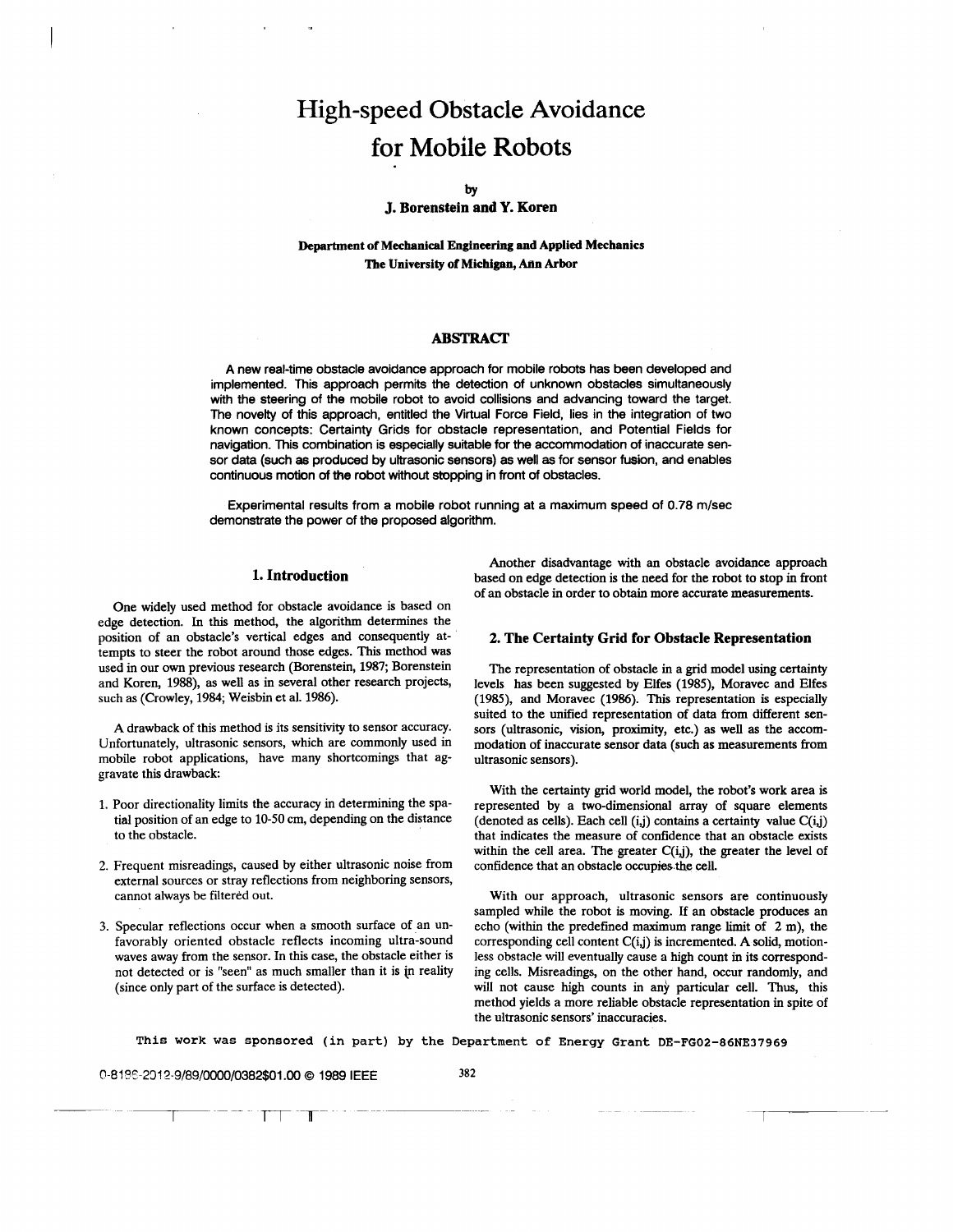# High-speed Obstacle Avoidance for Mobile Robots

by

**J. Borenstein and Y. Koren**

**Department of Mechanical Engineering and Applied Mechanics**
**The University of Michigan, Ann Arbor**

## ABSTRACT

A new real-time obstacle avoidance approach for mobile robots has been developed and implemented. This approach permits the detection of unknown obstacles simultaneously with the steering of the mobile robot to avoid collisions and advancing toward the target. The novelty of this approach, entitled the Virtual Force Field, lies in the integration of two known concepts: Certainty Grids for obstacle representation, and Potential Fields for navigation. This combination is especially suitable for the accommodation of inaccurate sensor data (such as produced by ultrasonic sensors) as well as for sensor fusion, and enables continuous motion of the robot without stopping in front of obstacles.

Experimental results from a mobile robot running at a maximum speed of 0.78 m/sec demonstrate the power of the proposed algorithm.

## 1. Introduction

One widely used method for obstacle avoidance is based on edge detection. In this method, the algorithm determines the position of an obstacle's vertical edges and consequently attempts to steer the robot around those edges. This method was used in our own previous research (Borenstein, 1987; Borenstein and Koren, 1988), as well as in several other research projects, such as (Crowley, 1984; Weisbin et al. 1986).

A drawback of this method is its sensitivity to sensor accuracy. Unfortunately, ultrasonic sensors, which are commonly used in mobile robot applications, have many shortcomings that aggravate this drawback:

1. Poor directionality limits the accuracy in determining the spatial position of an edge to 10-50 cm, depending on the distance to the obstacle.
2. Frequent misreadings, caused by either ultrasonic noise from external sources or stray reflections from neighboring sensors, cannot always be filtered out.
3. Specular reflections occur when a smooth surface of an unfavorably oriented obstacle reflects incoming ultra-sound waves away from the sensor. In this case, the obstacle either is not detected or is "seen" as much smaller than it is in reality (since only part of the surface is detected).

Another disadvantage with an obstacle avoidance approach based on edge detection is the need for the robot to stop in front of an obstacle in order to obtain more accurate measurements.

## 2. The Certainty Grid for Obstacle Representation

The representation of obstacle in a grid model using certainty levels has been suggested by Elfes (1985), Moravec and Elfes (1985), and Moravec (1986). This representation is especially suited to the unified representation of data from different sensors (ultrasonic, vision, proximity, etc.) as well as the accommodation of inaccurate sensor data (such as measurements from ultrasonic sensors).

With the certainty grid world model, the robot's work area is represented by a two-dimensional array of square elements (denoted as cells). Each cell (i,j) contains a certainty value C(i,j) that indicates the measure of confidence that an obstacle exists within the cell area. The greater C(i,j), the greater the level of confidence that an obstacle occupies the cell.

With our approach, ultrasonic sensors are continuously sampled while the robot is moving. If an obstacle produces an echo (within the predefined maximum range limit of 2 m), the corresponding cell content C(i,j) is incremented. A solid, motionless obstacle will eventually cause a high count in its corresponding cells. Misreadings, on the other hand, occur randomly, and will not cause high counts in any particular cell. Thus, this method yields a more reliable obstacle representation in spite of the ultrasonic sensors' inaccuracies.

This work was sponsored (in part) by the Department of Energy Grant DE-FG02-86NE37969

0-8186-2012-9/89/0000/0382$01.00 © 1989 IEEE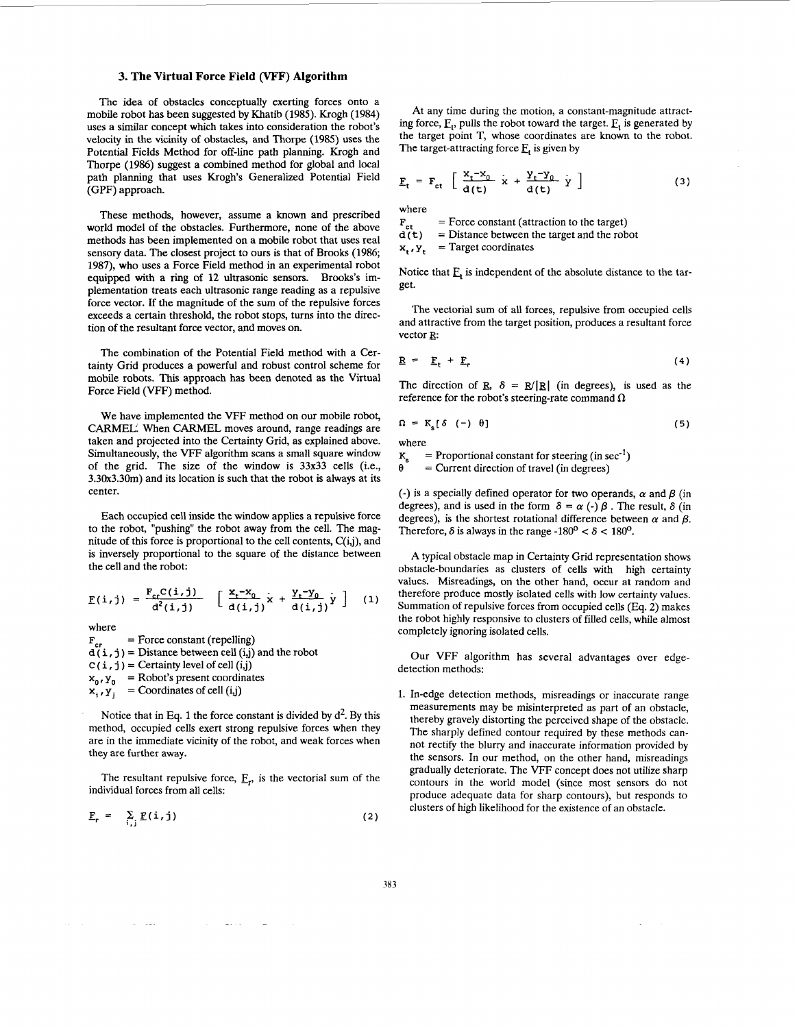## 3. The Virtual Force Field (VFF) Algorithm

The idea of obstacles conceptually exerting forces onto a mobile robot has been suggested by Khatib (1985). Krogh (1984) uses a similar concept which takes into consideration the robot's velocity in the vicinity of obstacles, and Thorpe (1985) uses the Potential Fields Method for off-line path planning. Krogh and Thorpe (1986) suggest a combined method for global and local path planning that uses Krogh's Generalized Potential Field (GPF) approach.

These methods, however, assume a known and prescribed world model of the obstacles. Furthermore, none of the above methods has been implemented on a mobile robot that uses real sensory data. The closest project to ours is that of Brooks (1986; 1987), who uses a Force Field method in an experimental robot equipped with a ring of 12 ultrasonic sensors. Brooks's implementation treats each ultrasonic range reading as a repulsive force vector. If the magnitude of the sum of the repulsive forces exceeds a certain threshold, the robot stops, turns into the direction of the resultant force vector, and moves on.

The combination of the Potential Field method with a Certainty Grid produces a powerful and robust control scheme for mobile robots. This approach has been denoted as the Virtual Force Field (VFF) method.

We have implemented the VFF method on our mobile robot, CARMEL. When CARMEL moves around, range readings are taken and projected into the Certainty Grid, as explained above. Simultaneously, the VFF algorithm scans a small square window of the grid. The size of the window is 33x33 cells (i.e., 3.30x3.30m) and its location is such that the robot is always at its center.

Each occupied cell inside the window applies a repulsive force to the robot, "pushing" the robot away from the cell. The magnitude of this force is proportional to the cell contents, C(i,j), and is inversely proportional to the square of the distance between the cell and the robot:

$$\underline{F}(i,j) = \frac{F_{cr}C(i,j)}{d^2(i,j)} \left[ \frac{x_t - x_0}{d(i,j)}\hat{x} + \frac{y_t - y_0}{d(i,j)}\hat{y} \right] \quad (1)$$

where

- $F_{cr}$ = Force constant (repelling)
- $d(i,j)$ = Distance between cell (i,j) and the robot
- $C(i,j)$ = Certainty level of cell (i,j)
- $x_0, y_0$ = Robot's present coordinates
- $x_i, y_j$ = Coordinates of cell (i,j)

Notice that in Eq. 1 the force constant is divided by $d^2$. By this method, occupied cells exert strong repulsive forces when they are in the immediate vicinity of the robot, and weak forces when they are further away.

The resultant repulsive force, $\underline{F}_r$, is the vectorial sum of the individual forces from all cells:

$$\underline{F}_r = \sum_{i,j} \underline{F}(i,j) \quad (2)$$

At any time during the motion, a constant-magnitude attracting force, $\underline{F}_t$, pulls the robot toward the target. $\underline{F}_t$ is generated by the target point T, whose coordinates are known to the robot. The target-attracting force $\underline{F}_t$ is given by

$$\underline{F}_t = F_{ct} \left[ \frac{x_t - x_0}{d(t)}\hat{x} + \frac{y_t - y_0}{d(t)}\hat{y} \right] \quad (3)$$

where

- $F_{ct}$ = Force constant (attraction to the target)
- $d(t)$ = Distance between the target and the robot
- $x_t, y_t$ = Target coordinates

Notice that $\underline{F}_t$ is independent of the absolute distance to the target.

The vectorial sum of all forces, repulsive from occupied cells and attractive from the target position, produces a resultant force vector $\underline{R}$:

$$\underline{R} = \underline{F}_t + \underline{F}_r \quad (4)$$

The direction of $\underline{R}$, $\delta = \underline{R}/|\underline{R}|$ (in degrees), is used as the reference for the robot's steering-rate command $\Omega$

$$\Omega = K_s[\delta \ (-) \ \theta] \quad (5)$$

where

- $K_s$ = Proportional constant for steering (in $sec^{-1}$)
- $\theta$ = Current direction of travel (in degrees)

(-) is a specially defined operator for two operands, $\alpha$ and $\beta$ (in degrees), and is used in the form $\delta = \alpha \ (-) \ \beta$. The result, $\delta$ (in degrees), is the shortest rotational difference between $\alpha$ and $\beta$. Therefore, $\delta$ is always in the range $-180^o < \delta < 180^o$.

A typical obstacle map in Certainty Grid representation shows obstacle-boundaries as clusters of cells with high certainty values. Misreadings, on the other hand, occur at random and therefore produce mostly isolated cells with low certainty values. Summation of repulsive forces from occupied cells (Eq. 2) makes the robot highly responsive to clusters of filled cells, while almost completely ignoring isolated cells.

Our VFF algorithm has several advantages over edge-detection methods:

1. In-edge detection methods, misreadings or inaccurate range measurements may be misinterpreted as part of an obstacle, thereby gravely distorting the perceived shape of the obstacle. The sharply defined contour required by these methods cannot rectify the blurry and inaccurate information provided by the sensors. In our method, on the other hand, misreadings gradually deteriorate. The VFF concept does not utilize sharp contours in the world model (since most sensors do not produce adequate data for sharp contours), but responds to clusters of high likelihood for the existence of an obstacle.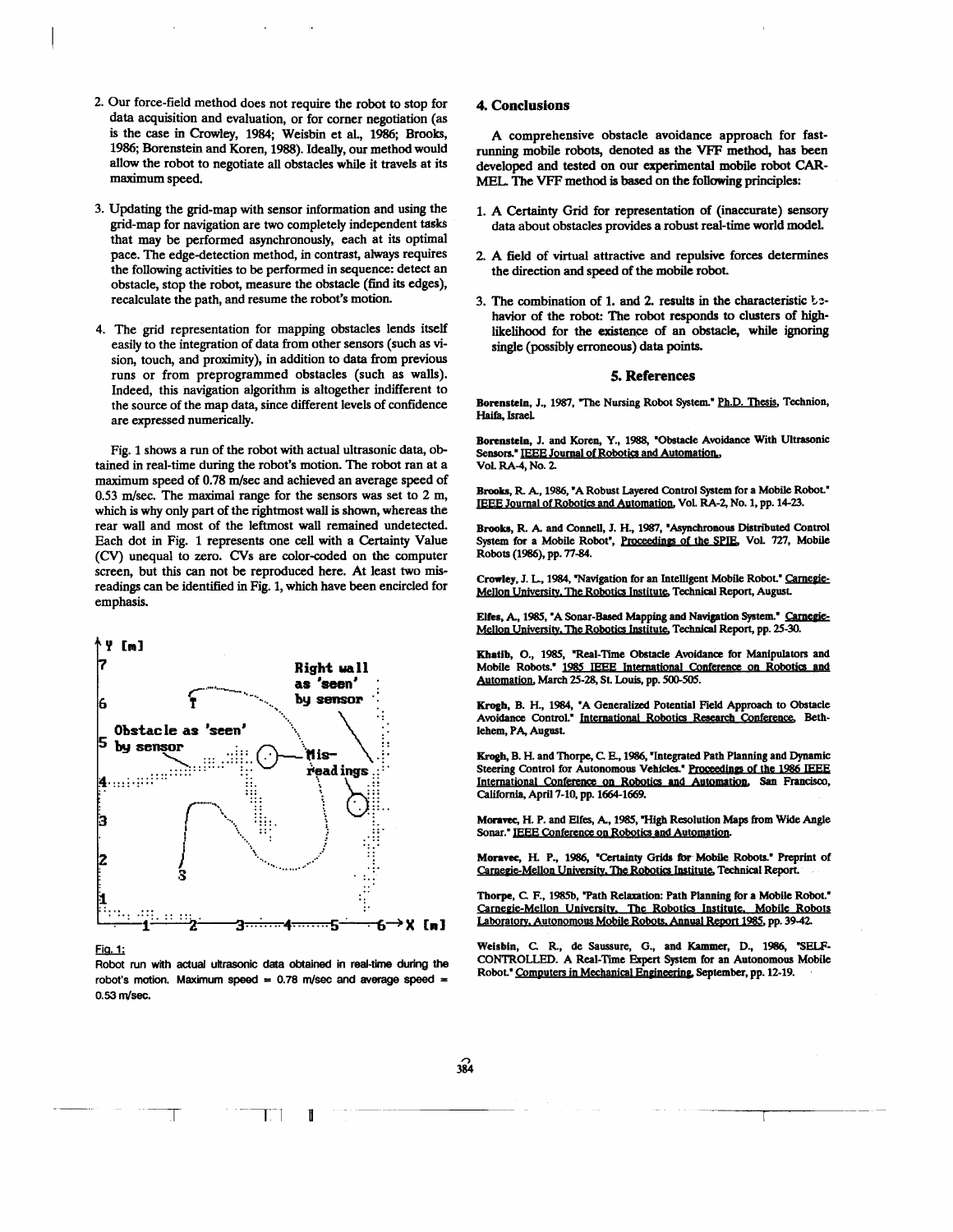2. Our force-field method does not require the robot to stop for data acquisition and evaluation, or for corner negotiation (as is the case in Crowley, 1984; Weisbin et al., 1986; Brooks, 1986; Borenstein and Koren, 1988). Ideally, our method would allow the robot to negotiate all obstacles while it travels at its maximum speed.

3. Updating the grid-map with sensor information and using the grid-map for navigation are two completely independent tasks that may be performed asynchronously, each at its optimal pace. The edge-detection method, in contrast, always requires the following activities to be performed in sequence: detect an obstacle, stop the robot, measure the obstacle (find its edges), recalculate the path, and resume the robot's motion.

4. The grid representation for mapping obstacles lends itself easily to the integration of data from other sensors (such as vision, touch, and proximity), in addition to data from previous runs or from preprogrammed obstacles (such as walls). Indeed, this navigation algorithm is altogether indifferent to the source of the map data, since different levels of confidence are expressed numerically.

Fig. 1 shows a run of the robot with actual ultrasonic data, obtained in real-time during the robot's motion. The robot ran at a maximum speed of 0.78 m/sec and achieved an average speed of 0.53 m/sec. The maximal range for the sensors was set to 2 m, which is why only part of the rightmost wall is shown, whereas the rear wall and most of the leftmost wall remained undetected. Each dot in Fig. 1 represents one cell with a Certainty Value (CV) unequal to zero. CVs are color-coded on the computer screen, but this can not be reproduced here. At least two misreadings can be identified in Fig. 1, which have been encircled for emphasis.

Fig. 1: Robot run with actual ultrasonic data obtained in real-time during the robot's motion. Maximum speed = 0.78 m/sec and average speed = 0.53 m/sec.

## 4. Conclusions

A comprehensive obstacle avoidance approach for fast-running mobile robots, denoted as the VFF method, has been developed and tested on our experimental mobile robot CARMEL. The VFF method is based on the following principles:

1. A Certainty Grid for representation of (inaccurate) sensory data about obstacles provides a robust real-time world model.

2. A field of virtual attractive and repulsive forces determines the direction and speed of the mobile robot.

3. The combination of 1. and 2. results in the characteristic behavior of the robot: The robot responds to clusters of high-likelihood for the existence of an obstacle, while ignoring single (possibly erroneous) data points.

## 5. References

**Borenstein, J.**, 1987, "The Nursing Robot System." Ph.D. Thesis, Technion, Haifa, Israel.

**Borenstein, J. and Koren, Y.**, 1988, "Obstacle Avoidance With Ultrasonic Sensors." IEEE Journal of Robotics and Automation., Vol. RA-4, No. 2.

**Brooks, R. A.**, 1986, "A Robust Layered Control System for a Mobile Robot." IEEE Journal of Robotics and Automation, Vol. RA-2, No. 1, pp. 14-23.

**Brooks, R. A. and Connell, J. H.**, 1987, "Asynchronous Distributed Control System for a Mobile Robot", Proceedings of the SPIE, Vol. 727, Mobile Robots (1986), pp. 77-84.

**Crowley, J. L.**, 1984, "Navigation for an Intelligent Mobile Robot." Carnegie-Mellon University, The Robotics Institute, Technical Report, August.

**Elfes, A.**, 1985, "A Sonar-Based Mapping and Navigation System." Carnegie-Mellon University, The Robotics Institute, Technical Report, pp. 25-30.

**Khatib, O.**, 1985, "Real-Time Obstacle Avoidance for Manipulators and Mobile Robots." 1985 IEEE International Conference on Robotics and Automation, March 25-28, St. Louis, pp. 500-505.

**Krogh, B. H.**, 1984, "A Generalized Potential Field Approach to Obstacle Avoidance Control." International Robotics Research Conference, Bethlehem, PA, August.

**Krogh, B. H. and Thorpe, C. E.**, 1986, "Integrated Path Planning and Dynamic Steering Control for Autonomous Vehicles." Proceedings of the 1986 IEEE International Conference on Robotics and Automation, San Francisco, California, April 7-10, pp. 1664-1669.

**Moravec, H. P. and Elfes, A.**, 1985, "High Resolution Maps from Wide Angle Sonar." IEEE Conference on Robotics and Automation.

**Moravec, H. P.**, 1986, "Certainty Grids for Mobile Robots." Preprint of Carnegie-Mellon University, The Robotics Institute, Technical Report.

**Thorpe, C. F.**, 1985b, "Path Relaxation: Path Planning for a Mobile Robot." Carnegie-Mellon University, The Robotics Institute, Mobile Robots Laboratory, Autonomous Mobile Robots, Annual Report 1985, pp. 39-42.

**Weisbin, C. R., de Saussure, G., and Kammer, D.**, 1986, "SELF-CONTROLLED. A Real-Time Expert System for an Autonomous Mobile Robot." Computers in Mechanical Engineering, September, pp. 12-19.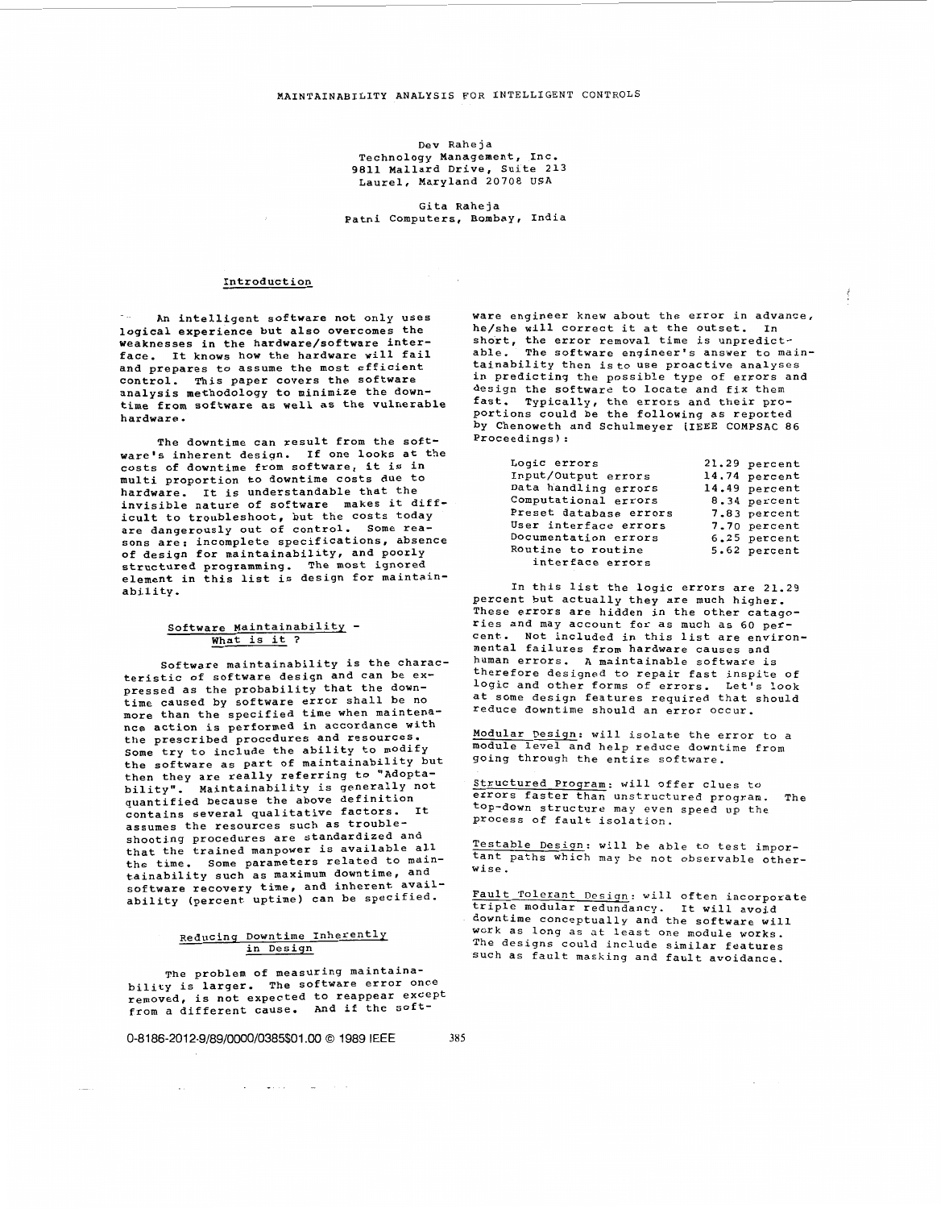# MAINTAINABILITY ANALYSIS FOR INTELLIGENT CONTROLS

Dev Raheja
Technology Management, Inc.
9811 Mallard Drive, Suite 213
Laurel, Maryland 20708 USA

Gita Raheja
Patni Computers, Bombay, India

## Introduction

An intelligent software not only uses logical experience but also overcomes the weaknesses in the hardware/software interface. It knows how the hardware will fail and prepares to assume the most efficient control. This paper covers the software analysis methodology to minimize the downtime from software as well as the vulnerable hardware.

The downtime can result from the software's inherent design. If one looks at the costs of downtime from software, it is in multi proportion to downtime costs due to hardware. It is understandable that the invisible nature of software makes it difficult to troubleshoot, but the costs today are dangerously out of control. Some reasons are: incomplete specifications, absence of design for maintainability, and poorly structured programming. The most ignored element in this list is design for maintainability.

## Software Maintainability - What is it ?

Software maintainability is the characteristic of software design and can be expressed as the probability that the downtime caused by software error shall be no more than the specified time when maintenance action is performed in accordance with the prescribed procedures and resources. Some try to include the ability to modify the software as part of maintainability but then they are really referring to "Adoptability". Maintainability is generally not quantified because the above definition contains several qualitative factors. It assumes the resources such as troubleshooting procedures are standardized and that the trained manpower is available all the time. Some parameters related to maintainability such as maximum downtime, and software recovery time, and inherent availability (percent uptime) can be specified.

## Reducing Downtime Inherently in Design

The problem of measuring maintainability is larger. The software error once removed, is not expected to reappear except from a different cause. And if the software engineer knew about the error in advance, he/she will correct it at the outset. In short, the error removal time is unpredictable. The software engineer's answer to maintainability then is to use proactive analyses in predicting the possible type of errors and design the software to locate and fix them fast. Typically, the errors and their proportions could be the following as reported by Chenoweth and Schulmeyer (IEEE COMPSAC 86 Proceedings):

| | |
|---|---|
| Logic errors | 21.29 percent |
| Input/Output errors | 14.74 percent |
| Data handling errors | 14.49 percent |
| Computational errors | 8.34 percent |
| Preset database errors | 7.83 percent |
| User interface errors | 7.70 percent |
| Documentation errors | 6.25 percent |
| Routine to routine interface errors | 5.62 percent |

In this list the logic errors are 21.29 percent but actually they are much higher. These errors are hidden in the other catagories and may account for as much as 60 percent. Not included in this list are environmental failures from hardware causes and human errors. A maintainable software is therefore designed to repair fast inspite of logic and other forms of errors. Let's look at some design features required that should reduce downtime should an error occur.

Modular Design: will isolate the error to a module level and help reduce downtime from going through the entire software.

Structured Program: will offer clues to errors faster than unstructured program. The top-down structure may even speed up the process of fault isolation.

Testable Design: will be able to test important paths which may be not observable otherwise.

Fault Tolerant Design: will often incorporate triple modular redundancy. It will avoid downtime conceptually and the software will work as long as at least one module works. The designs could include similar features such as fault masking and fault avoidance.

0-8186-2012-9/89/0000/0385$01.00 © 1989 IEEE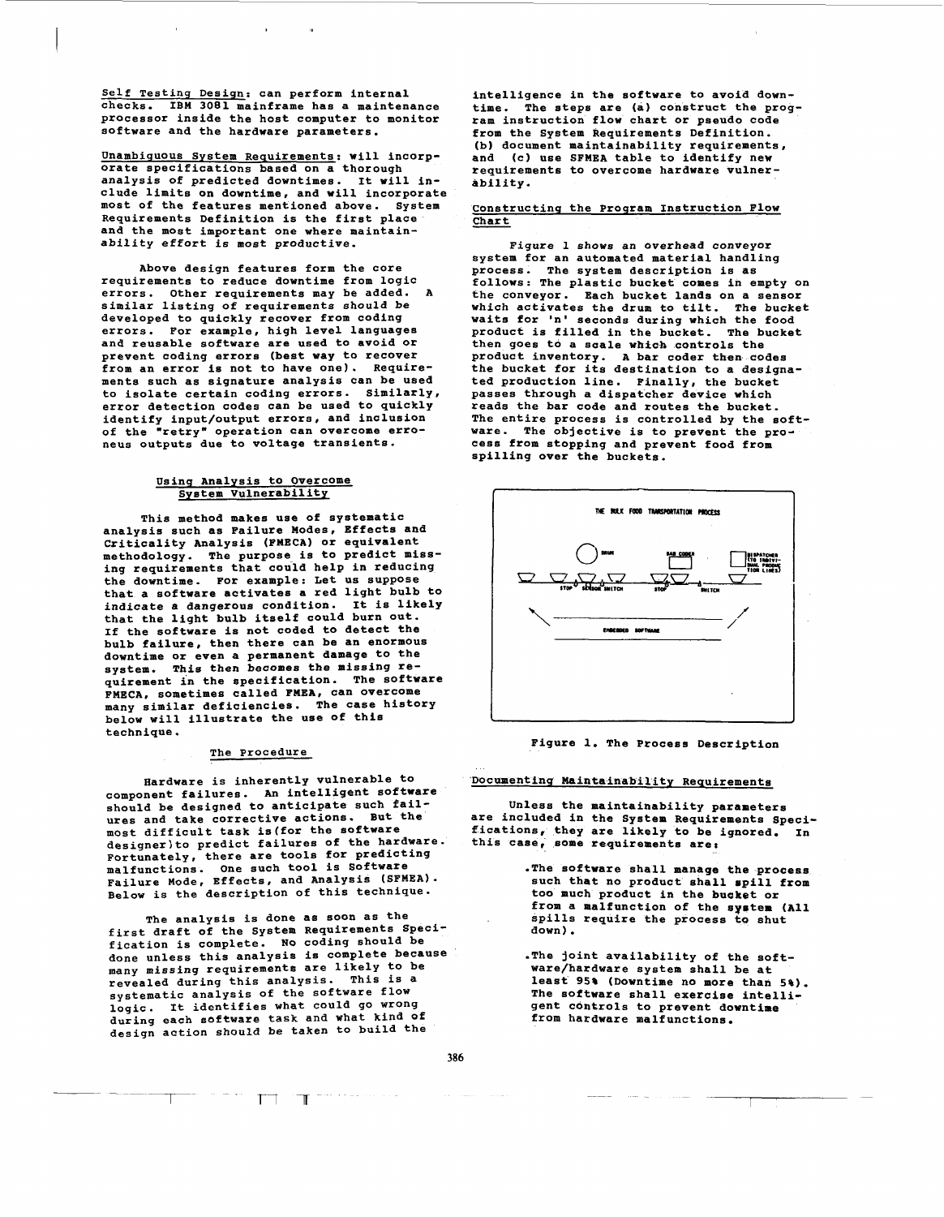Self Testing Design: can perform internal checks. IBM 3081 mainframe has a maintenance processor inside the host computer to monitor software and the hardware parameters.

Unambiguous System Requirements: will incorporate specifications based on a thorough analysis of predicted downtimes. It will include limits on downtime, and will incorporate most of the features mentioned above. System Requirements Definition is the first place and the most important one where maintainability effort is most productive.

Above design features form the core requirements to reduce downtime from logic errors. Other requirements may be added. A similar listing of requirements should be developed to quickly recover from coding errors. For example, high level languages and reusable software are used to avoid or prevent coding errors (best way to recover from an error is not to have one). Requirements such as signature analysis can be used to isolate certain coding errors. Similarly, error detection codes can be used to quickly identify input/output errors, and inclusion of the "retry" operation can overcome eroneus outputs due to voltage transients.

## Using Analysis to Overcome System Vulnerability

This method makes use of systematic analysis such as Failure Modes, Effects and Criticality Analysis (FMECA) or equivalent methodology. The purpose is to predict missing requirements that could help in reducing the downtime. For example: Let us suppose that a software activates a red light bulb to indicate a dangerous condition. It is likely that the light bulb itself could burn out. If the software is not coded to detect the bulb failure, then there can be an enormous downtime or even a permanent damage to the system. This then becomes the missing requirement in the specification. The software FMECA, sometimes called FMEA, can overcome many similar deficiencies. The case history below will illustrate the use of this technique.

### The Procedure

Hardware is inherently vulnerable to component failures. An intelligent software should be designed to anticipate such failures and take corrective actions. But the most difficult task is(for the software designer)to predict failures of the hardware. Fortunately, there are tools for predicting malfunctions. One such tool is Software Failure Mode, Effects, and Analysis (SFMEA). Below is the description of this technique.

The analysis is done as soon as the first draft of the System Requirements Specification is complete. No coding should be done unless this analysis is complete because many missing requirements are likely to be revealed during this analysis. This is a systematic analysis of the software flow logic. It identifies what could go wrong during each software task and what kind of design action should be taken to build the intelligence in the software to avoid downtime. The steps are (a) construct the program instruction flow chart or pseudo code from the System Requirements Definition. (b) document maintainability requirements, and (c) use SFMEA table to identify new requirements to overcome hardware vulnerability.

### Constructing the Program Instruction Flow Chart

*Figure 1 shows an overhead conveyor* system for an automated material handling process. The system description is as follows: The plastic bucket comes in empty on the conveyor. Each bucket lands on a sensor which activates the drum to tilt. The bucket waits for 'n' seconds during which the food product is filled in the bucket. The bucket then goes to a scale which controls the product inventory. A bar coder then codes the bucket for its destination to a designated production line. Finally, the bucket passes through a dispatcher device which reads the bar code and routes the bucket. The entire process is controlled by the software. The objective is to prevent the process from stopping and prevent food from spilling over the buckets.

THE BULK FOOD TRANSPORTATION PROCESS

DRUM — BAR CODER — DISPATCHER (TO INDIVIDUAL PRODUCTION LINES)

STOP — SENSOR SWITCH — STOP — SWITCH

EMBEDDED SOFTWARE

Figure 1. The Process Description

### Documenting Maintainability Requirements

Unless the maintainability parameters are included in the System Requirements Specifications, they are likely to be ignored. In this case, some requirements are:

- The software shall manage the process such that no product shall spill from too much product in the bucket or from a malfunction of the system (All spills require the process to shut down).
- The joint availability of the software/hardware system shall be at least 95% (Downtime no more than 5%). The software shall exercise intelligent controls to prevent downtime from hardware malfunctions.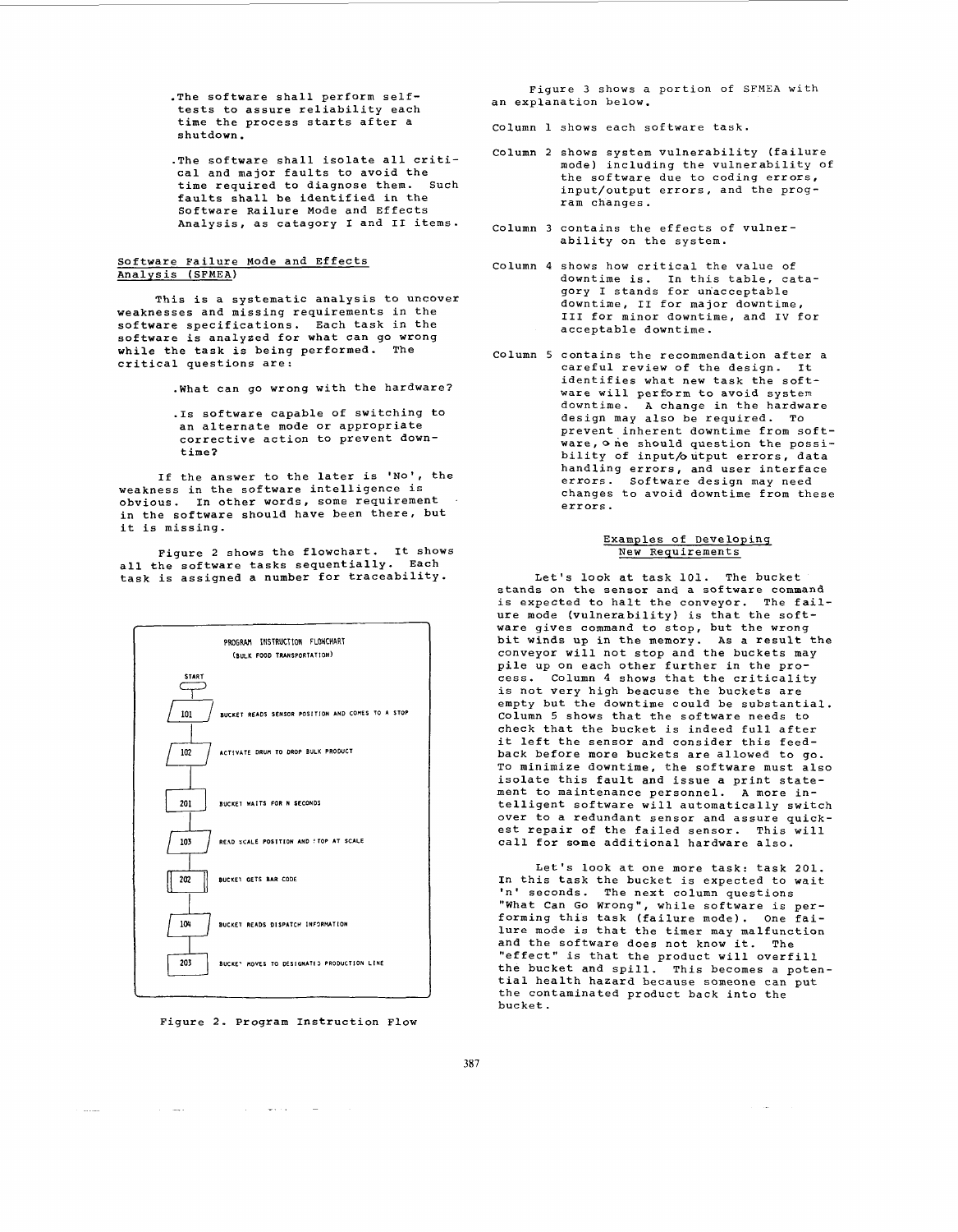- The software shall perform self-tests to assure reliability each time the process starts after a shutdown.

- The software shall isolate all critical and major faults to avoid the time required to diagnose them. Such faults shall be identified in the Software Railure Mode and Effects Analysis, as catagory I and II items.

## Software Failure Mode and Effects Analysis (SFMEA)

This is a systematic analysis to uncover weaknesses and missing requirements in the software specifications. Each task in the software is analyzed for what can go wrong while the task is being performed. The critical questions are:

- What can go wrong with the hardware?

- Is software capable of switching to an alternate mode or appropriate corrective action to prevent downtime?

If the answer to the later is 'No', the weakness in the software intelligence is obvious. In other words, some requirement in the software should have been there, but it is missing.

Figure 2 shows the flowchart. It shows all the software tasks sequentially. Each task is assigned a number for traceability.

PROGRAM INSTRUCTION FLOWCHART
(BULK FOOD TRANSPORTATION)

START

- 101 — BUCKET READS SENSOR POSITION AND COMES TO A STOP
- 102 — ACTIVATE DRUM TO DROP BULK PRODUCT
- 201 — BUCKET WAITS FOR N SECONDS
- 103 — READ SCALE POSITION AND STOP AT SCALE
- 202 — BUCKET GETS BAR CODE
- 104 — BUCKET READS DISPATCH INFORMATION
- 203 — BUCKET MOVES TO DESIGNATED PRODUCTION LINE

Figure 2. Program Instruction Flow

Figure 3 shows a portion of SFMEA with an explanation below.

Column 1 shows each software task.

Column 2 shows system vulnerability (failure mode) including the vulnerability of the software due to coding errors, input/output errors, and the program changes.

Column 3 contains the effects of vulnerability on the system.

Column 4 shows how critical the value of downtime is. In this table, catagory I stands for unacceptable downtime, II for major downtime, III for minor downtime, and IV for acceptable downtime.

Column 5 contains the recommendation after a careful review of the design. It identifies what new task the software will perform to avoid system downtime. A change in the hardware design may also be required. To prevent inherent downtime from software, one should question the possibility of input/output errors, data handling errors, and user interface errors. Software design may need changes to avoid downtime from these errors.

### Examples of Developing New Requirements

Let's look at task 101. The bucket stands on the sensor and a software command is expected to halt the conveyor. The failure mode (vulnerability) is that the software gives command to stop, but the wrong bit winds up in the memory. As a result the conveyor will not stop and the buckets may pile up on each other further in the process. Column 4 shows that the criticality is not very high beacuse the buckets are empty but the downtime could be substantial. Column 5 shows that the software needs to check that the bucket is indeed full after it left the sensor and consider this feedback before more buckets are allowed to go. To minimize downtime, the software must also isolate this fault and issue a print statement to maintenance personnel. A more intelligent software will automatically switch over to a redundant sensor and assure quickest repair of the failed sensor. This will call for some additional hardware also.

Let's look at one more task: task 201. In this task the bucket is expected to wait 'n' seconds. The next column questions "What Can Go Wrong", while software is performing this task (failure mode). One failure mode is that the timer may malfunction and the software does not know it. The "effect" is that the product will overfill the bucket and spill. This becomes a potential health hazard because someone can put the contaminated product back into the bucket.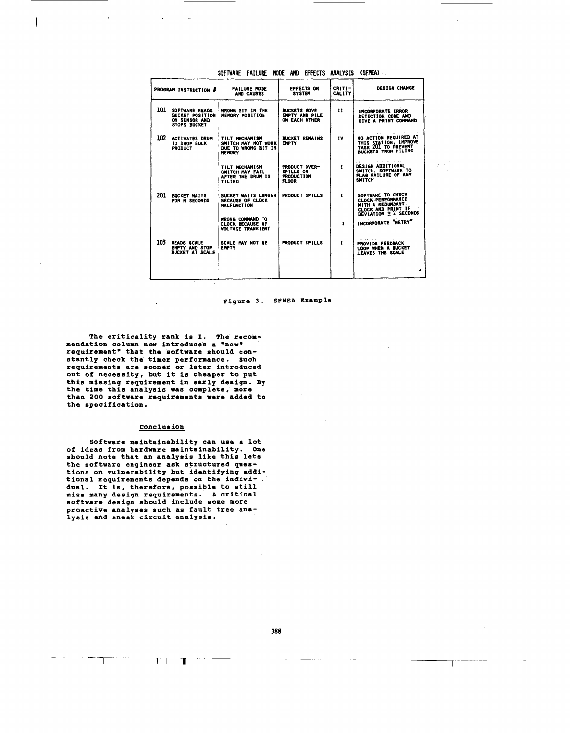SOFTWARE FAILURE MODE AND EFFECTS ANALYSIS (SFMEA)

| PROGRAM INSTRUCTION # | FAILURE MODE AND CAUSES | EFFECTS ON SYSTEM | CRITI-CALITY | DESIGN CHANGE |
|---|---|---|---|---|
| 101 SOFTWARE READS BUCKET POSITION ON SENSOR AND STOPS BUCKET | WRONG BIT IN THE MEMORY POSITION | BUCKETS MOVE EMPTY AND PILE ON EACH OTHER | II | INCORPORATE ERROR DETECTION CODE AND GIVE A PRINT COMMAND |
| 102 ACTIVATES DRUM TO DROP BULK PRODUCT | TILT MECHANISM SWITCH MAY NOT WORK DUE TO WRONG BIT IN MEMORY | BUCKET REMAINS EMPTY | IV | NO ACTION REQUIRED AT THIS STATION. IMPROVE TASK 201 TO PREVENT BUCKETS FROM PILING |
| | TILT MECHANISM SWITCH MAY FAIL AFTER THE DRUM IS TILTED | PRODUCT OVER-SPILLS ON PRODUCTION FLOOR | I | DESIGN ADDITIONAL SWITCH. SOFTWARE TO FLAG FAILURE OF ANY SWITCH |
| 201 BUCKET WAITS FOR N SECONDS | BUCKET WAITS LONGER BECAUSE OF CLOCK MALFUNCTION | PRODUCT SPILLS | I | SOFTWARE TO CHECK CLOCK PERFORMANCE WITH A REDUNDANT CLOCK AND PRINT IF DEVIATION ± 2 SECONDS |
| | WRONG COMMAND TO CLOCK BECAUSE OF VOLTAGE TRANSIENT | | I | INCORPORATE "RETRY" |
| 103 READS SCALE EMPTY AND STOP BUCKET AT SCALE | SCALE MAY NOT BE EMPTY | PRODUCT SPILLS | I | PROVIDE FEEDBACK LOOP WHEN A BUCKET LEAVES THE SCALE |

Figure 3. SFMEA Example

The criticality rank is I. The recommendation column now introduces a "new" requirement" that the software should constantly check the timer performance. Such requirements are sooner or later introduced out of necessity, but it is cheaper to put this missing requirement in early design. By the time this analysis was complete, more than 200 software requirements were added to the specification.

## Conclusion

Software maintainability can use a lot of ideas from hardware maintainability. One should note that an analysis like this lets the software engineer ask structured questions on vulnerability but identifying additional requirements depends on the individual. It is, therefore, possible to still miss many design requirements. A critical software design should include some more proactive analyses such as fault tree analysis and sneak circuit analysis.